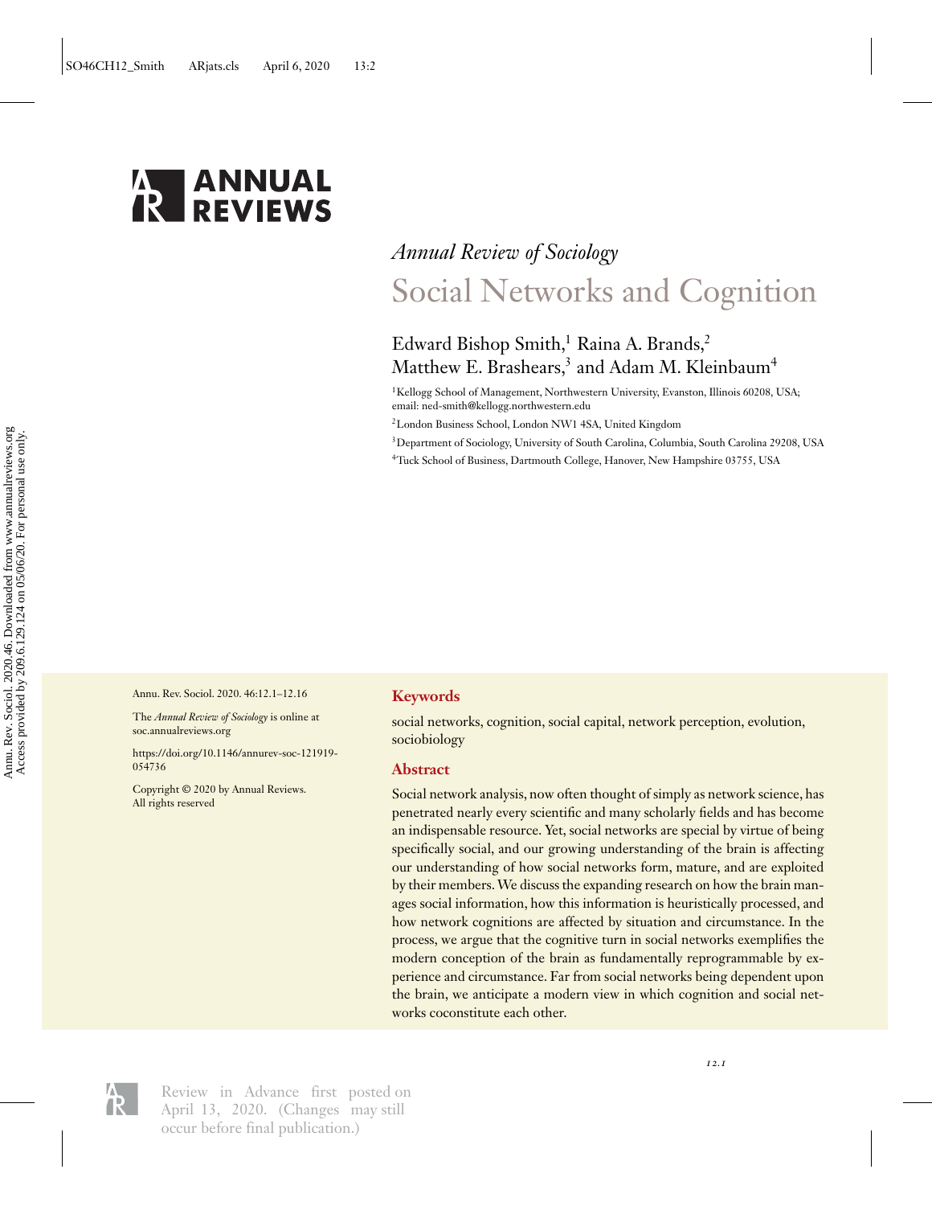*Annual Review of Sociology*

# Social Networks and Cognition

Edward Bishop Smith,[1] Raina A. Brands,[2] Matthew E. Brashears,[3] and Adam M. Kleinbaum[4]

[1]Kellogg School of Management, Northwestern University, Evanston, Illinois 60208, USA; email: ned-smith@kellogg.northwestern.edu

[2]London Business School, London NW1 4SA, United Kingdom

[3]Department of Sociology, University of South Carolina, Columbia, South Carolina 29208, USA

[4]Tuck School of Business, Dartmouth College, Hanover, New Hampshire 03755, USA

Annu. Rev. Sociol. 2020. 46:12.1–12.16

The *Annual Review of Sociology* is online at soc.annualreviews.org

https://doi.org/10.1146/annurev-soc-121919-054736

Copyright © 2020 by Annual Reviews. All rights reserved

## Keywords

social networks, cognition, social capital, network perception, evolution, sociobiology

## Abstract

Social network analysis, now often thought of simply as network science, has penetrated nearly every scientific and many scholarly fields and has become an indispensable resource. Yet, social networks are special by virtue of being specifically social, and our growing understanding of the brain is affecting our understanding of how social networks form, mature, and are exploited by their members. We discuss the expanding research on how the brain manages social information, how this information is heuristically processed, and how network cognitions are affected by situation and circumstance. In the process, we argue that the cognitive turn in social networks exemplifies the modern conception of the brain as fundamentally reprogrammable by experience and circumstance. Far from social networks being dependent upon the brain, we anticipate a modern view in which cognition and social networks coconstitute each other.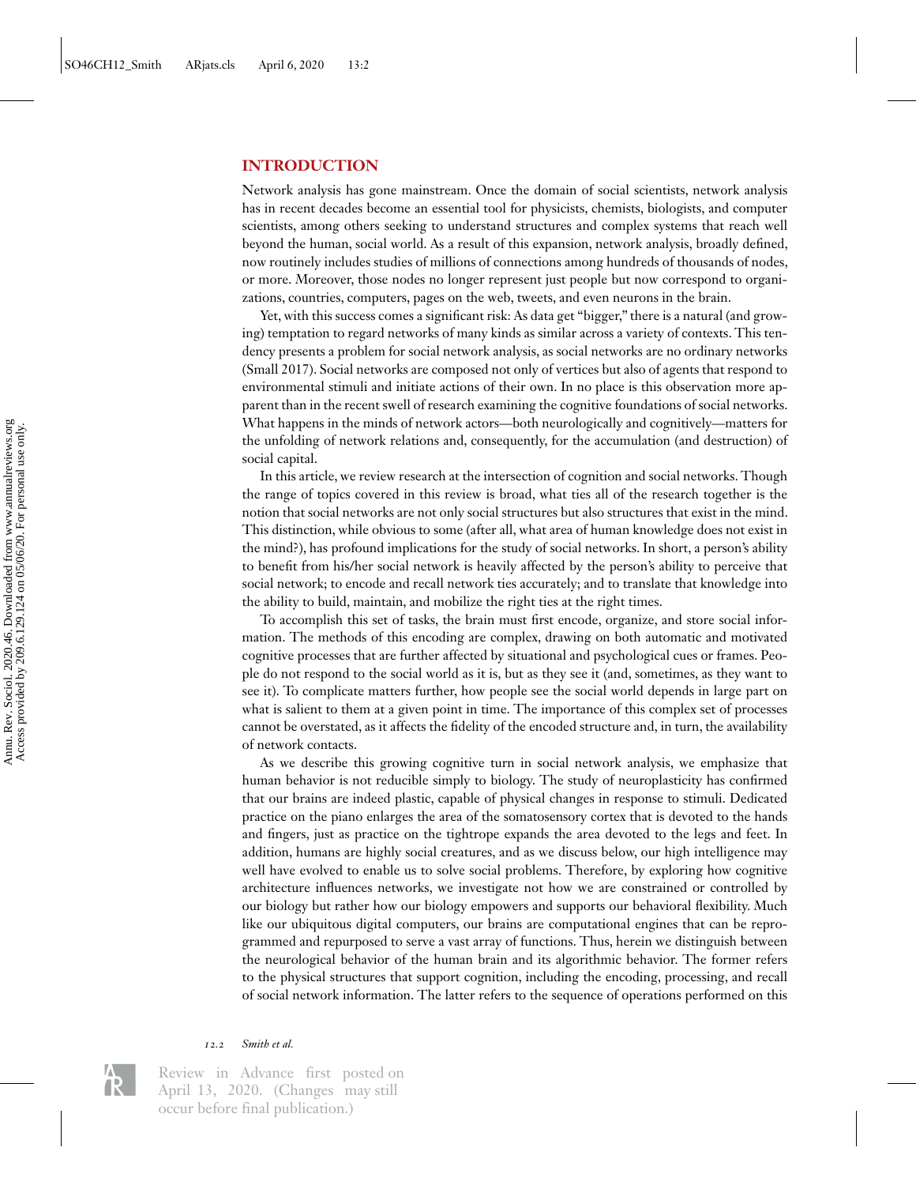## INTRODUCTION

Network analysis has gone mainstream. Once the domain of social scientists, network analysis has in recent decades become an essential tool for physicists, chemists, biologists, and computer scientists, among others seeking to understand structures and complex systems that reach well beyond the human, social world. As a result of this expansion, network analysis, broadly defined, now routinely includes studies of millions of connections among hundreds of thousands of nodes, or more. Moreover, those nodes no longer represent just people but now correspond to organizations, countries, computers, pages on the web, tweets, and even neurons in the brain.

Yet, with this success comes a significant risk: As data get "bigger," there is a natural (and growing) temptation to regard networks of many kinds as similar across a variety of contexts. This tendency presents a problem for social network analysis, as social networks are no ordinary networks (Small 2017). Social networks are composed not only of vertices but also of agents that respond to environmental stimuli and initiate actions of their own. In no place is this observation more apparent than in the recent swell of research examining the cognitive foundations of social networks. What happens in the minds of network actors—both neurologically and cognitively—matters for the unfolding of network relations and, consequently, for the accumulation (and destruction) of social capital.

In this article, we review research at the intersection of cognition and social networks. Though the range of topics covered in this review is broad, what ties all of the research together is the notion that social networks are not only social structures but also structures that exist in the mind. This distinction, while obvious to some (after all, what area of human knowledge does not exist in the mind?), has profound implications for the study of social networks. In short, a person's ability to benefit from his/her social network is heavily affected by the person's ability to perceive that social network; to encode and recall network ties accurately; and to translate that knowledge into the ability to build, maintain, and mobilize the right ties at the right times.

To accomplish this set of tasks, the brain must first encode, organize, and store social information. The methods of this encoding are complex, drawing on both automatic and motivated cognitive processes that are further affected by situational and psychological cues or frames. People do not respond to the social world as it is, but as they see it (and, sometimes, as they want to see it). To complicate matters further, how people see the social world depends in large part on what is salient to them at a given point in time. The importance of this complex set of processes cannot be overstated, as it affects the fidelity of the encoded structure and, in turn, the availability of network contacts.

As we describe this growing cognitive turn in social network analysis, we emphasize that human behavior is not reducible simply to biology. The study of neuroplasticity has confirmed that our brains are indeed plastic, capable of physical changes in response to stimuli. Dedicated practice on the piano enlarges the area of the somatosensory cortex that is devoted to the hands and fingers, just as practice on the tightrope expands the area devoted to the legs and feet. In addition, humans are highly social creatures, and as we discuss below, our high intelligence may well have evolved to enable us to solve social problems. Therefore, by exploring how cognitive architecture influences networks, we investigate not how we are constrained or controlled by our biology but rather how our biology empowers and supports our behavioral flexibility. Much like our ubiquitous digital computers, our brains are computational engines that can be reprogrammed and repurposed to serve a vast array of functions. Thus, herein we distinguish between the neurological behavior of the human brain and its algorithmic behavior. The former refers to the physical structures that support cognition, including the encoding, processing, and recall of social network information. The latter refers to the sequence of operations performed on this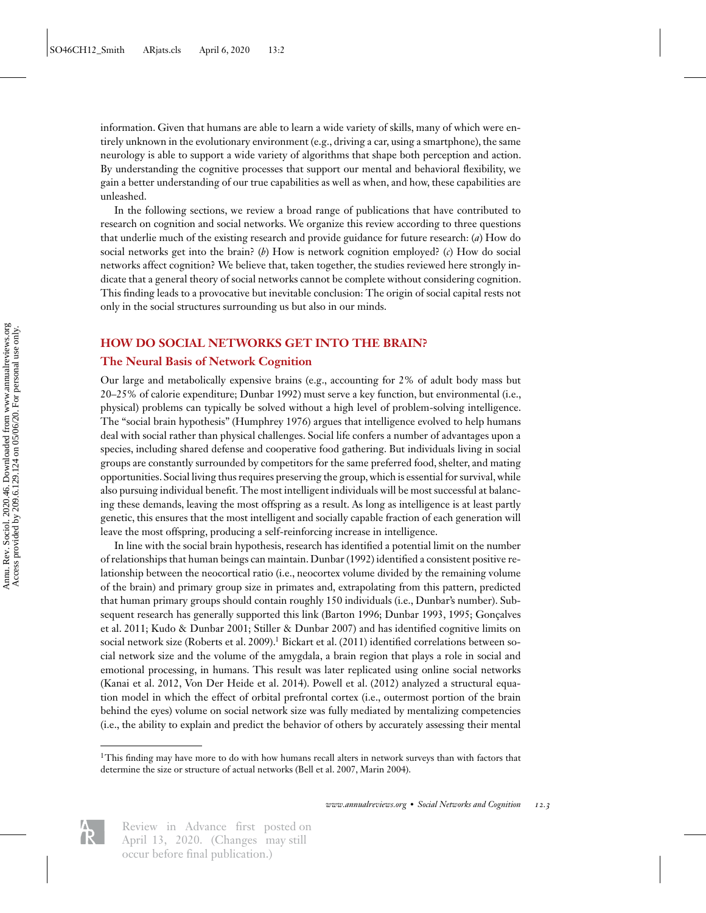information. Given that humans are able to learn a wide variety of skills, many of which were entirely unknown in the evolutionary environment (e.g., driving a car, using a smartphone), the same neurology is able to support a wide variety of algorithms that shape both perception and action. By understanding the cognitive processes that support our mental and behavioral flexibility, we gain a better understanding of our true capabilities as well as when, and how, these capabilities are unleashed.

In the following sections, we review a broad range of publications that have contributed to research on cognition and social networks. We organize this review according to three questions that underlie much of the existing research and provide guidance for future research: (*a*) How do social networks get into the brain? (*b*) How is network cognition employed? (*c*) How do social networks affect cognition? We believe that, taken together, the studies reviewed here strongly indicate that a general theory of social networks cannot be complete without considering cognition. This finding leads to a provocative but inevitable conclusion: The origin of social capital rests not only in the social structures surrounding us but also in our minds.

## HOW DO SOCIAL NETWORKS GET INTO THE BRAIN?

### The Neural Basis of Network Cognition

Our large and metabolically expensive brains (e.g., accounting for 2% of adult body mass but 20–25% of calorie expenditure; Dunbar 1992) must serve a key function, but environmental (i.e., physical) problems can typically be solved without a high level of problem-solving intelligence. The "social brain hypothesis" (Humphrey 1976) argues that intelligence evolved to help humans deal with social rather than physical challenges. Social life confers a number of advantages upon a species, including shared defense and cooperative food gathering. But individuals living in social groups are constantly surrounded by competitors for the same preferred food, shelter, and mating opportunities. Social living thus requires preserving the group, which is essential for survival, while also pursuing individual benefit. The most intelligent individuals will be most successful at balancing these demands, leaving the most offspring as a result. As long as intelligence is at least partly genetic, this ensures that the most intelligent and socially capable fraction of each generation will leave the most offspring, producing a self-reinforcing increase in intelligence.

In line with the social brain hypothesis, research has identified a potential limit on the number of relationships that human beings can maintain. Dunbar (1992) identified a consistent positive relationship between the neocortical ratio (i.e., neocortex volume divided by the remaining volume of the brain) and primary group size in primates and, extrapolating from this pattern, predicted that human primary groups should contain roughly 150 individuals (i.e., Dunbar's number). Subsequent research has generally supported this link (Barton 1996; Dunbar 1993, 1995; Gonçalves et al. 2011; Kudo & Dunbar 2001; Stiller & Dunbar 2007) and has identified cognitive limits on social network size (Roberts et al. 2009).[1] Bickart et al. (2011) identified correlations between social network size and the volume of the amygdala, a brain region that plays a role in social and emotional processing, in humans. This result was later replicated using online social networks (Kanai et al. 2012, Von Der Heide et al. 2014). Powell et al. (2012) analyzed a structural equation model in which the effect of orbital prefrontal cortex (i.e., outermost portion of the brain behind the eyes) volume on social network size was fully mediated by mentalizing competencies (i.e., the ability to explain and predict the behavior of others by accurately assessing their mental

[1]This finding may have more to do with how humans recall alters in network surveys than with factors that determine the size or structure of actual networks (Bell et al. 2007, Marin 2004).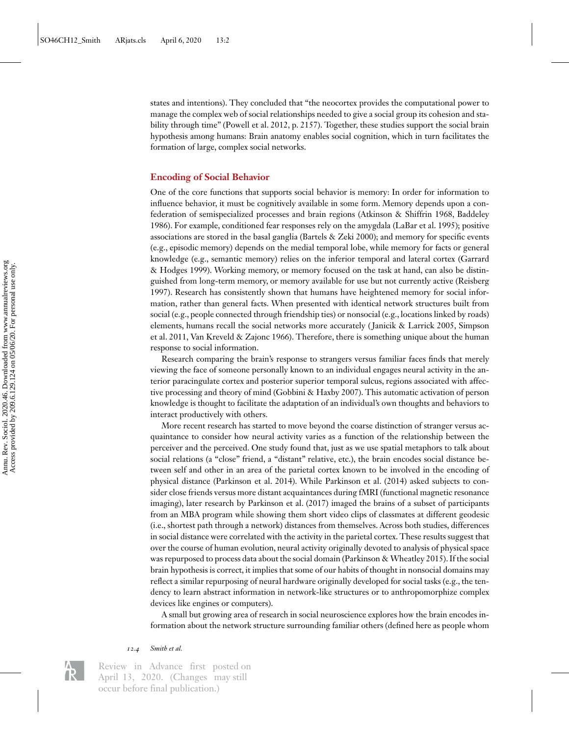states and intentions). They concluded that "the neocortex provides the computational power to manage the complex web of social relationships needed to give a social group its cohesion and stability through time" (Powell et al. 2012, p. 2157). Together, these studies support the social brain hypothesis among humans: Brain anatomy enables social cognition, which in turn facilitates the formation of large, complex social networks.

## Encoding of Social Behavior

One of the core functions that supports social behavior is memory: In order for information to influence behavior, it must be cognitively available in some form. Memory depends upon a confederation of semispecialized processes and brain regions (Atkinson & Shiffrin 1968, Baddeley 1986). For example, conditioned fear responses rely on the amygdala (LaBar et al. 1995); positive associations are stored in the basal ganglia (Bartels & Zeki 2000); and memory for specific events (e.g., episodic memory) depends on the medial temporal lobe, while memory for facts or general knowledge (e.g., semantic memory) relies on the inferior temporal and lateral cortex (Garrard & Hodges 1999). Working memory, or memory focused on the task at hand, can also be distinguished from long-term memory, or memory available for use but not currently active (Reisberg 1997). Research has consistently shown that humans have heightened memory for social information, rather than general facts. When presented with identical network structures built from social (e.g., people connected through friendship ties) or nonsocial (e.g., locations linked by roads) elements, humans recall the social networks more accurately (Janicik & Larrick 2005, Simpson et al. 2011, Van Kreveld & Zajonc 1966). Therefore, there is something unique about the human response to social information.

Research comparing the brain's response to strangers versus familiar faces finds that merely viewing the face of someone personally known to an individual engages neural activity in the anterior paracingulate cortex and posterior superior temporal sulcus, regions associated with affective processing and theory of mind (Gobbini & Haxby 2007). This automatic activation of person knowledge is thought to facilitate the adaptation of an individual's own thoughts and behaviors to interact productively with others.

More recent research has started to move beyond the coarse distinction of stranger versus acquaintance to consider how neural activity varies as a function of the relationship between the perceiver and the perceived. One study found that, just as we use spatial metaphors to talk about social relations (a "close" friend, a "distant" relative, etc.), the brain encodes social distance between self and other in an area of the parietal cortex known to be involved in the encoding of physical distance (Parkinson et al. 2014). While Parkinson et al. (2014) asked subjects to consider close friends versus more distant acquaintances during fMRI (functional magnetic resonance imaging), later research by Parkinson et al. (2017) imaged the brains of a subset of participants from an MBA program while showing them short video clips of classmates at different geodesic (i.e., shortest path through a network) distances from themselves. Across both studies, differences in social distance were correlated with the activity in the parietal cortex. These results suggest that over the course of human evolution, neural activity originally devoted to analysis of physical space was repurposed to process data about the social domain (Parkinson & Wheatley 2015). If the social brain hypothesis is correct, it implies that some of our habits of thought in nonsocial domains may reflect a similar repurposing of neural hardware originally developed for social tasks (e.g., the tendency to learn abstract information in network-like structures or to anthropomorphize complex devices like engines or computers).

A small but growing area of research in social neuroscience explores how the brain encodes information about the network structure surrounding familiar others (defined here as people whom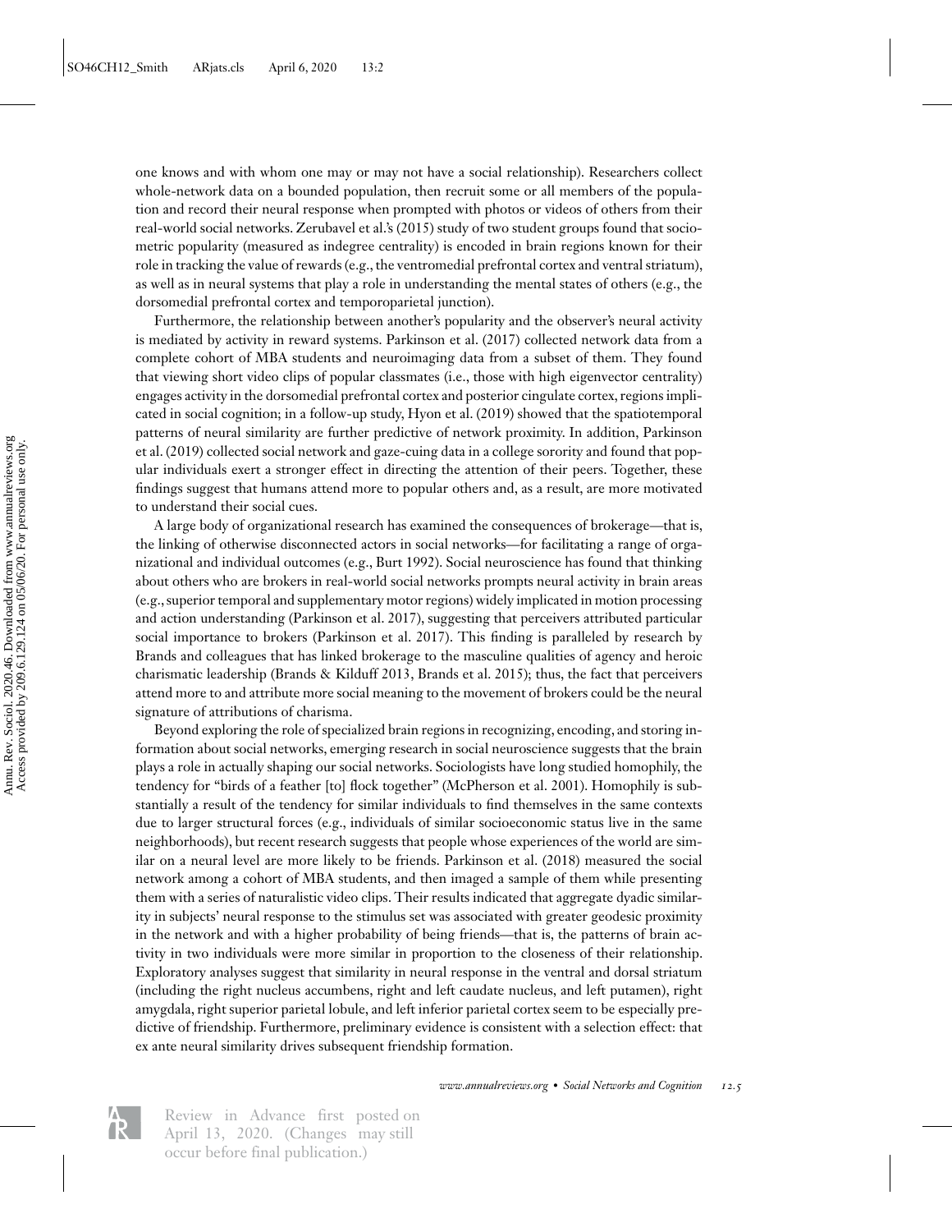one knows and with whom one may or may not have a social relationship). Researchers collect whole-network data on a bounded population, then recruit some or all members of the population and record their neural response when prompted with photos or videos of others from their real-world social networks. Zerubavel et al.'s (2015) study of two student groups found that sociometric popularity (measured as indegree centrality) is encoded in brain regions known for their role in tracking the value of rewards (e.g., the ventromedial prefrontal cortex and ventral striatum), as well as in neural systems that play a role in understanding the mental states of others (e.g., the dorsomedial prefrontal cortex and temporoparietal junction).

Furthermore, the relationship between another's popularity and the observer's neural activity is mediated by activity in reward systems. Parkinson et al. (2017) collected network data from a complete cohort of MBA students and neuroimaging data from a subset of them. They found that viewing short video clips of popular classmates (i.e., those with high eigenvector centrality) engages activity in the dorsomedial prefrontal cortex and posterior cingulate cortex, regions implicated in social cognition; in a follow-up study, Hyon et al. (2019) showed that the spatiotemporal patterns of neural similarity are further predictive of network proximity. In addition, Parkinson et al. (2019) collected social network and gaze-cuing data in a college sorority and found that popular individuals exert a stronger effect in directing the attention of their peers. Together, these findings suggest that humans attend more to popular others and, as a result, are more motivated to understand their social cues.

A large body of organizational research has examined the consequences of brokerage—that is, the linking of otherwise disconnected actors in social networks—for facilitating a range of organizational and individual outcomes (e.g., Burt 1992). Social neuroscience has found that thinking about others who are brokers in real-world social networks prompts neural activity in brain areas (e.g., superior temporal and supplementary motor regions) widely implicated in motion processing and action understanding (Parkinson et al. 2017), suggesting that perceivers attributed particular social importance to brokers (Parkinson et al. 2017). This finding is paralleled by research by Brands and colleagues that has linked brokerage to the masculine qualities of agency and heroic charismatic leadership (Brands & Kilduff 2013, Brands et al. 2015); thus, the fact that perceivers attend more to and attribute more social meaning to the movement of brokers could be the neural signature of attributions of charisma.

Beyond exploring the role of specialized brain regions in recognizing, encoding, and storing information about social networks, emerging research in social neuroscience suggests that the brain plays a role in actually shaping our social networks. Sociologists have long studied homophily, the tendency for "birds of a feather [to] flock together" (McPherson et al. 2001). Homophily is substantially a result of the tendency for similar individuals to find themselves in the same contexts due to larger structural forces (e.g., individuals of similar socioeconomic status live in the same neighborhoods), but recent research suggests that people whose experiences of the world are similar on a neural level are more likely to be friends. Parkinson et al. (2018) measured the social network among a cohort of MBA students, and then imaged a sample of them while presenting them with a series of naturalistic video clips. Their results indicated that aggregate dyadic similarity in subjects' neural response to the stimulus set was associated with greater geodesic proximity in the network and with a higher probability of being friends—that is, the patterns of brain activity in two individuals were more similar in proportion to the closeness of their relationship. Exploratory analyses suggest that similarity in neural response in the ventral and dorsal striatum (including the right nucleus accumbens, right and left caudate nucleus, and left putamen), right amygdala, right superior parietal lobule, and left inferior parietal cortex seem to be especially predictive of friendship. Furthermore, preliminary evidence is consistent with a selection effect: that ex ante neural similarity drives subsequent friendship formation.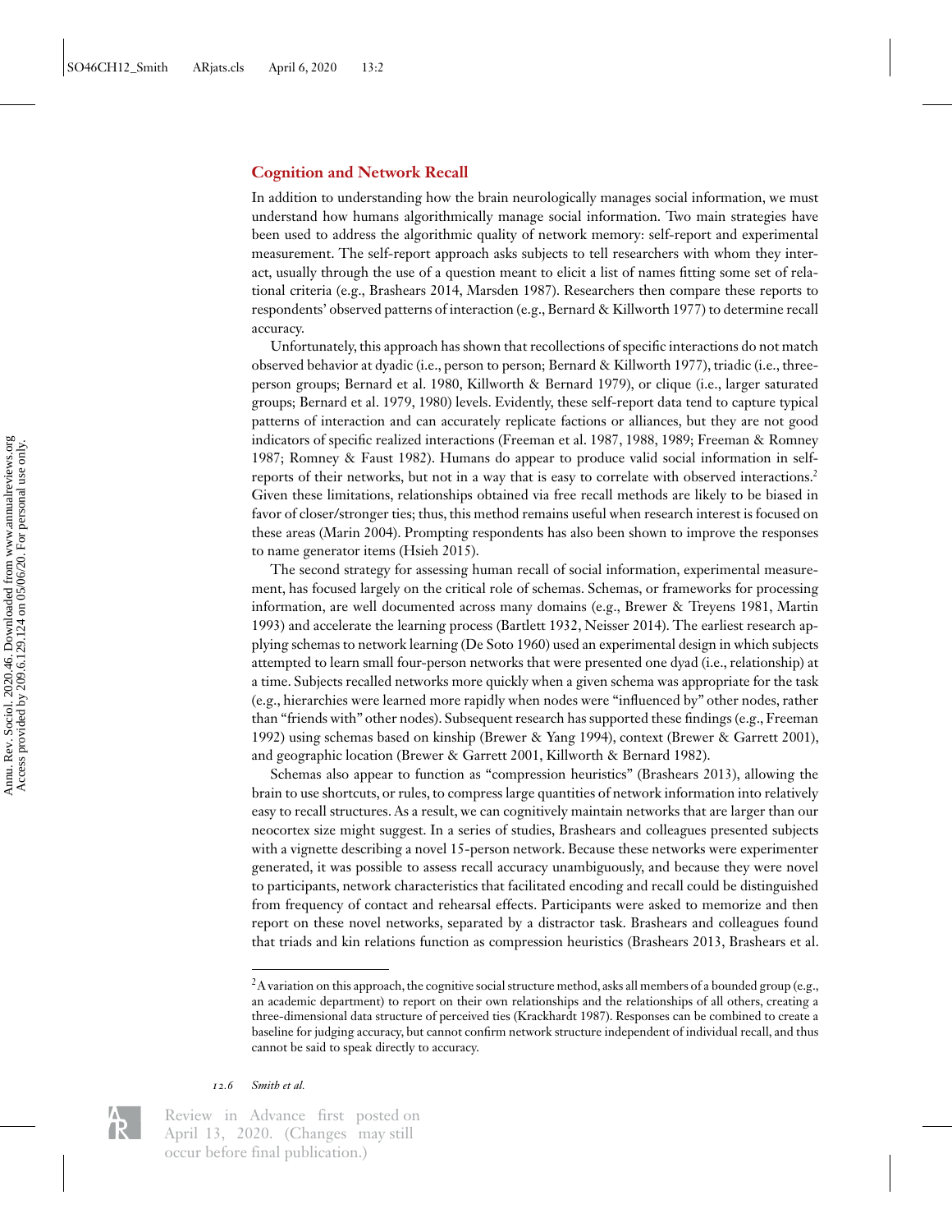## Cognition and Network Recall

In addition to understanding how the brain neurologically manages social information, we must understand how humans algorithmically manage social information. Two main strategies have been used to address the algorithmic quality of network memory: self-report and experimental measurement. The self-report approach asks subjects to tell researchers with whom they interact, usually through the use of a question meant to elicit a list of names fitting some set of relational criteria (e.g., Brashears 2014, Marsden 1987). Researchers then compare these reports to respondents' observed patterns of interaction (e.g., Bernard & Killworth 1977) to determine recall accuracy.

Unfortunately, this approach has shown that recollections of specific interactions do not match observed behavior at dyadic (i.e., person to person; Bernard & Killworth 1977), triadic (i.e., three-person groups; Bernard et al. 1980, Killworth & Bernard 1979), or clique (i.e., larger saturated groups; Bernard et al. 1979, 1980) levels. Evidently, these self-report data tend to capture typical patterns of interaction and can accurately replicate factions or alliances, but they are not good indicators of specific realized interactions (Freeman et al. 1987, 1988, 1989; Freeman & Romney 1987; Romney & Faust 1982). Humans do appear to produce valid social information in self-reports of their networks, but not in a way that is easy to correlate with observed interactions.[2] Given these limitations, relationships obtained via free recall methods are likely to be biased in favor of closer/stronger ties; thus, this method remains useful when research interest is focused on these areas (Marin 2004). Prompting respondents has also been shown to improve the responses to name generator items (Hsieh 2015).

The second strategy for assessing human recall of social information, experimental measurement, has focused largely on the critical role of schemas. Schemas, or frameworks for processing information, are well documented across many domains (e.g., Brewer & Treyens 1981, Martin 1993) and accelerate the learning process (Bartlett 1932, Neisser 2014). The earliest research applying schemas to network learning (De Soto 1960) used an experimental design in which subjects attempted to learn small four-person networks that were presented one dyad (i.e., relationship) at a time. Subjects recalled networks more quickly when a given schema was appropriate for the task (e.g., hierarchies were learned more rapidly when nodes were "influenced by" other nodes, rather than "friends with" other nodes). Subsequent research has supported these findings (e.g., Freeman 1992) using schemas based on kinship (Brewer & Yang 1994), context (Brewer & Garrett 2001), and geographic location (Brewer & Garrett 2001, Killworth & Bernard 1982).

Schemas also appear to function as "compression heuristics" (Brashears 2013), allowing the brain to use shortcuts, or rules, to compress large quantities of network information into relatively easy to recall structures. As a result, we can cognitively maintain networks that are larger than our neocortex size might suggest. In a series of studies, Brashears and colleagues presented subjects with a vignette describing a novel 15-person network. Because these networks were experimenter generated, it was possible to assess recall accuracy unambiguously, and because they were novel to participants, network characteristics that facilitated encoding and recall could be distinguished from frequency of contact and rehearsal effects. Participants were asked to memorize and then report on these novel networks, separated by a distractor task. Brashears and colleagues found that triads and kin relations function as compression heuristics (Brashears 2013, Brashears et al.

[2] A variation on this approach, the cognitive social structure method, asks all members of a bounded group (e.g., an academic department) to report on their own relationships and the relationships of all others, creating a three-dimensional data structure of perceived ties (Krackhardt 1987). Responses can be combined to create a baseline for judging accuracy, but cannot confirm network structure independent of individual recall, and thus cannot be said to speak directly to accuracy.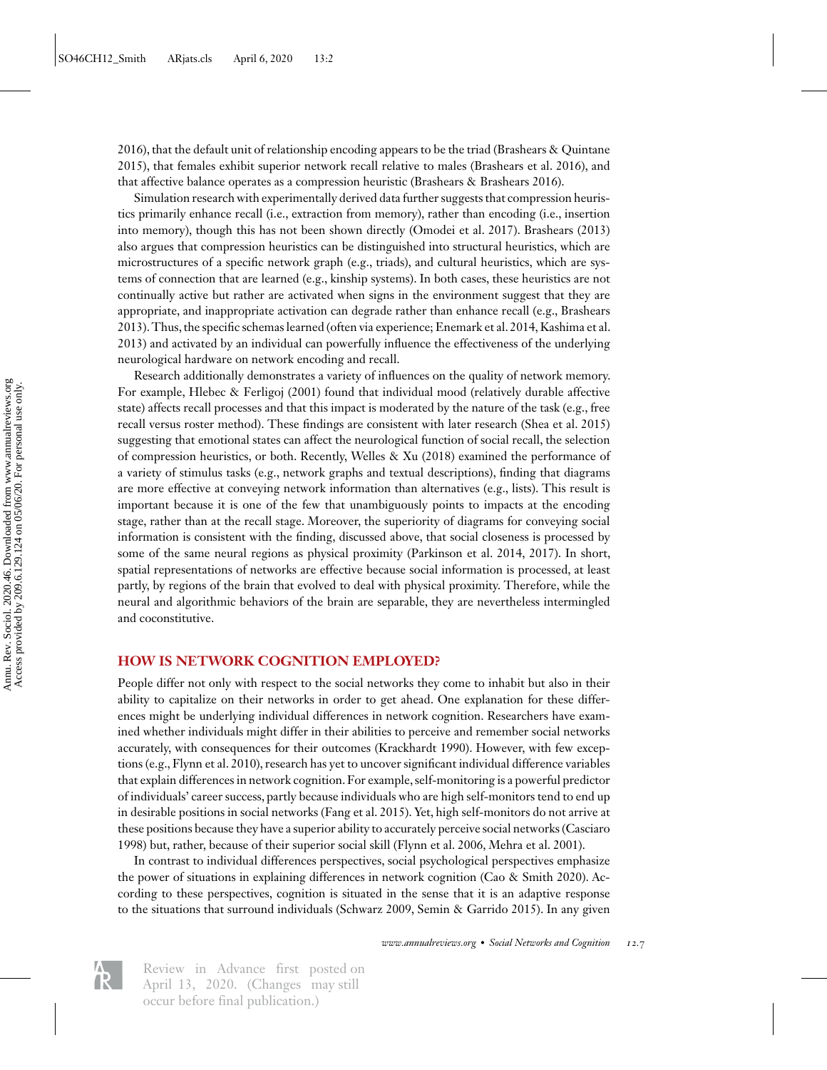2016), that the default unit of relationship encoding appears to be the triad (Brashears & Quintane 2015), that females exhibit superior network recall relative to males (Brashears et al. 2016), and that affective balance operates as a compression heuristic (Brashears & Brashears 2016).

Simulation research with experimentally derived data further suggests that compression heuristics primarily enhance recall (i.e., extraction from memory), rather than encoding (i.e., insertion into memory), though this has not been shown directly (Omodei et al. 2017). Brashears (2013) also argues that compression heuristics can be distinguished into structural heuristics, which are microstructures of a specific network graph (e.g., triads), and cultural heuristics, which are systems of connection that are learned (e.g., kinship systems). In both cases, these heuristics are not continually active but rather are activated when signs in the environment suggest that they are appropriate, and inappropriate activation can degrade rather than enhance recall (e.g., Brashears 2013). Thus, the specific schemas learned (often via experience; Enemark et al. 2014, Kashima et al. 2013) and activated by an individual can powerfully influence the effectiveness of the underlying neurological hardware on network encoding and recall.

Research additionally demonstrates a variety of influences on the quality of network memory. For example, Hlebec & Ferligoj (2001) found that individual mood (relatively durable affective state) affects recall processes and that this impact is moderated by the nature of the task (e.g., free recall versus roster method). These findings are consistent with later research (Shea et al. 2015) suggesting that emotional states can affect the neurological function of social recall, the selection of compression heuristics, or both. Recently, Welles & Xu (2018) examined the performance of a variety of stimulus tasks (e.g., network graphs and textual descriptions), finding that diagrams are more effective at conveying network information than alternatives (e.g., lists). This result is important because it is one of the few that unambiguously points to impacts at the encoding stage, rather than at the recall stage. Moreover, the superiority of diagrams for conveying social information is consistent with the finding, discussed above, that social closeness is processed by some of the same neural regions as physical proximity (Parkinson et al. 2014, 2017). In short, spatial representations of networks are effective because social information is processed, at least partly, by regions of the brain that evolved to deal with physical proximity. Therefore, while the neural and algorithmic behaviors of the brain are separable, they are nevertheless intermingled and coconstitutive.

## HOW IS NETWORK COGNITION EMPLOYED?

People differ not only with respect to the social networks they come to inhabit but also in their ability to capitalize on their networks in order to get ahead. One explanation for these differences might be underlying individual differences in network cognition. Researchers have examined whether individuals might differ in their abilities to perceive and remember social networks accurately, with consequences for their outcomes (Krackhardt 1990). However, with few exceptions (e.g., Flynn et al. 2010), research has yet to uncover significant individual difference variables that explain differences in network cognition. For example, self-monitoring is a powerful predictor of individuals' career success, partly because individuals who are high self-monitors tend to end up in desirable positions in social networks (Fang et al. 2015). Yet, high self-monitors do not arrive at these positions because they have a superior ability to accurately perceive social networks (Casciaro 1998) but, rather, because of their superior social skill (Flynn et al. 2006, Mehra et al. 2001).

In contrast to individual differences perspectives, social psychological perspectives emphasize the power of situations in explaining differences in network cognition (Cao & Smith 2020). According to these perspectives, cognition is situated in the sense that it is an adaptive response to the situations that surround individuals (Schwarz 2009, Semin & Garrido 2015). In any given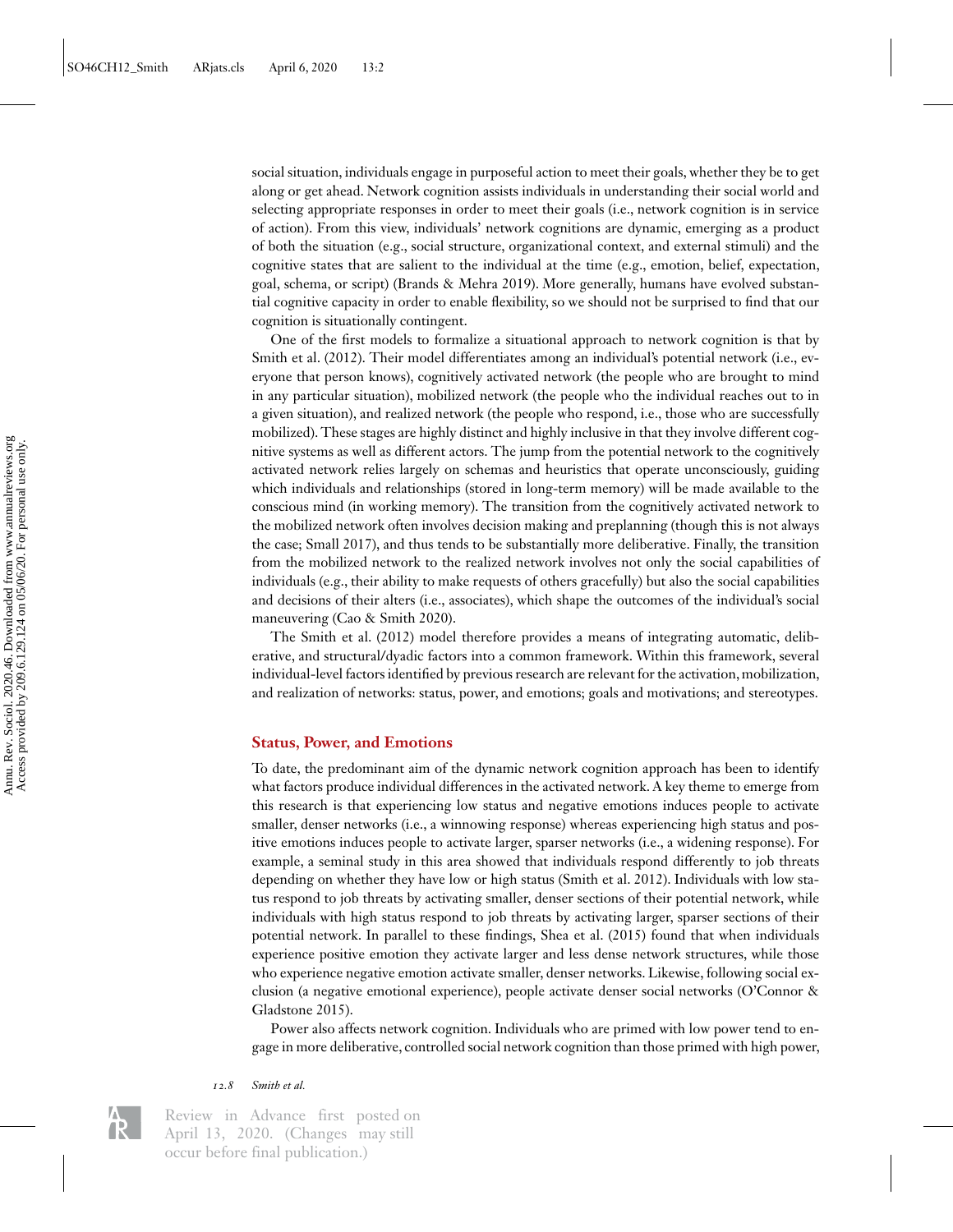social situation, individuals engage in purposeful action to meet their goals, whether they be to get along or get ahead. Network cognition assists individuals in understanding their social world and selecting appropriate responses in order to meet their goals (i.e., network cognition is in service of action). From this view, individuals' network cognitions are dynamic, emerging as a product of both the situation (e.g., social structure, organizational context, and external stimuli) and the cognitive states that are salient to the individual at the time (e.g., emotion, belief, expectation, goal, schema, or script) (Brands & Mehra 2019). More generally, humans have evolved substantial cognitive capacity in order to enable flexibility, so we should not be surprised to find that our cognition is situationally contingent.

One of the first models to formalize a situational approach to network cognition is that by Smith et al. (2012). Their model differentiates among an individual's potential network (i.e., everyone that person knows), cognitively activated network (the people who are brought to mind in any particular situation), mobilized network (the people who the individual reaches out to in a given situation), and realized network (the people who respond, i.e., those who are successfully mobilized). These stages are highly distinct and highly inclusive in that they involve different cognitive systems as well as different actors. The jump from the potential network to the cognitively activated network relies largely on schemas and heuristics that operate unconsciously, guiding which individuals and relationships (stored in long-term memory) will be made available to the conscious mind (in working memory). The transition from the cognitively activated network to the mobilized network often involves decision making and preplanning (though this is not always the case; Small 2017), and thus tends to be substantially more deliberative. Finally, the transition from the mobilized network to the realized network involves not only the social capabilities of individuals (e.g., their ability to make requests of others gracefully) but also the social capabilities and decisions of their alters (i.e., associates), which shape the outcomes of the individual's social maneuvering (Cao & Smith 2020).

The Smith et al. (2012) model therefore provides a means of integrating automatic, deliberative, and structural/dyadic factors into a common framework. Within this framework, several individual-level factors identified by previous research are relevant for the activation, mobilization, and realization of networks: status, power, and emotions; goals and motivations; and stereotypes.

## Status, Power, and Emotions

To date, the predominant aim of the dynamic network cognition approach has been to identify what factors produce individual differences in the activated network. A key theme to emerge from this research is that experiencing low status and negative emotions induces people to activate smaller, denser networks (i.e., a winnowing response) whereas experiencing high status and positive emotions induces people to activate larger, sparser networks (i.e., a widening response). For example, a seminal study in this area showed that individuals respond differently to job threats depending on whether they have low or high status (Smith et al. 2012). Individuals with low status respond to job threats by activating smaller, denser sections of their potential network, while individuals with high status respond to job threats by activating larger, sparser sections of their potential network. In parallel to these findings, Shea et al. (2015) found that when individuals experience positive emotion they activate larger and less dense network structures, while those who experience negative emotion activate smaller, denser networks. Likewise, following social exclusion (a negative emotional experience), people activate denser social networks (O'Connor & Gladstone 2015).

Power also affects network cognition. Individuals who are primed with low power tend to engage in more deliberative, controlled social network cognition than those primed with high power,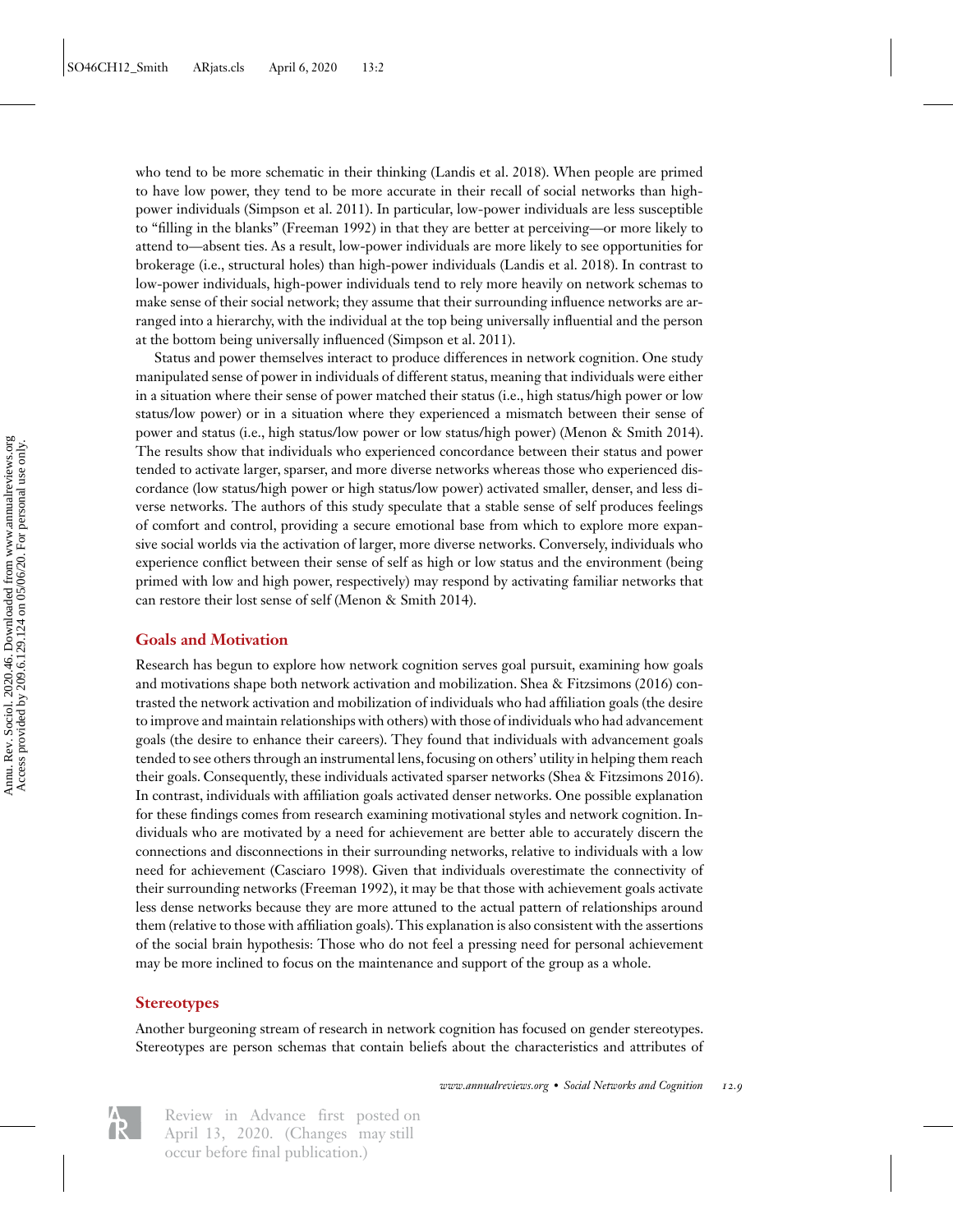who tend to be more schematic in their thinking (Landis et al. 2018). When people are primed to have low power, they tend to be more accurate in their recall of social networks than high-power individuals (Simpson et al. 2011). In particular, low-power individuals are less susceptible to "filling in the blanks" (Freeman 1992) in that they are better at perceiving—or more likely to attend to—absent ties. As a result, low-power individuals are more likely to see opportunities for brokerage (i.e., structural holes) than high-power individuals (Landis et al. 2018). In contrast to low-power individuals, high-power individuals tend to rely more heavily on network schemas to make sense of their social network; they assume that their surrounding influence networks are arranged into a hierarchy, with the individual at the top being universally influential and the person at the bottom being universally influenced (Simpson et al. 2011).

Status and power themselves interact to produce differences in network cognition. One study manipulated sense of power in individuals of different status, meaning that individuals were either in a situation where their sense of power matched their status (i.e., high status/high power or low status/low power) or in a situation where they experienced a mismatch between their sense of power and status (i.e., high status/low power or low status/high power) (Menon & Smith 2014). The results show that individuals who experienced concordance between their status and power tended to activate larger, sparser, and more diverse networks whereas those who experienced discordance (low status/high power or high status/low power) activated smaller, denser, and less diverse networks. The authors of this study speculate that a stable sense of self produces feelings of comfort and control, providing a secure emotional base from which to explore more expansive social worlds via the activation of larger, more diverse networks. Conversely, individuals who experience conflict between their sense of self as high or low status and the environment (being primed with low and high power, respectively) may respond by activating familiar networks that can restore their lost sense of self (Menon & Smith 2014).

## Goals and Motivation

Research has begun to explore how network cognition serves goal pursuit, examining how goals and motivations shape both network activation and mobilization. Shea & Fitzsimons (2016) contrasted the network activation and mobilization of individuals who had affiliation goals (the desire to improve and maintain relationships with others) with those of individuals who had advancement goals (the desire to enhance their careers). They found that individuals with advancement goals tended to see others through an instrumental lens, focusing on others' utility in helping them reach their goals. Consequently, these individuals activated sparser networks (Shea & Fitzsimons 2016). In contrast, individuals with affiliation goals activated denser networks. One possible explanation for these findings comes from research examining motivational styles and network cognition. Individuals who are motivated by a need for achievement are better able to accurately discern the connections and disconnections in their surrounding networks, relative to individuals with a low need for achievement (Casciaro 1998). Given that individuals overestimate the connectivity of their surrounding networks (Freeman 1992), it may be that those with achievement goals activate less dense networks because they are more attuned to the actual pattern of relationships around them (relative to those with affiliation goals). This explanation is also consistent with the assertions of the social brain hypothesis: Those who do not feel a pressing need for personal achievement may be more inclined to focus on the maintenance and support of the group as a whole.

## Stereotypes

Another burgeoning stream of research in network cognition has focused on gender stereotypes. Stereotypes are person schemas that contain beliefs about the characteristics and attributes of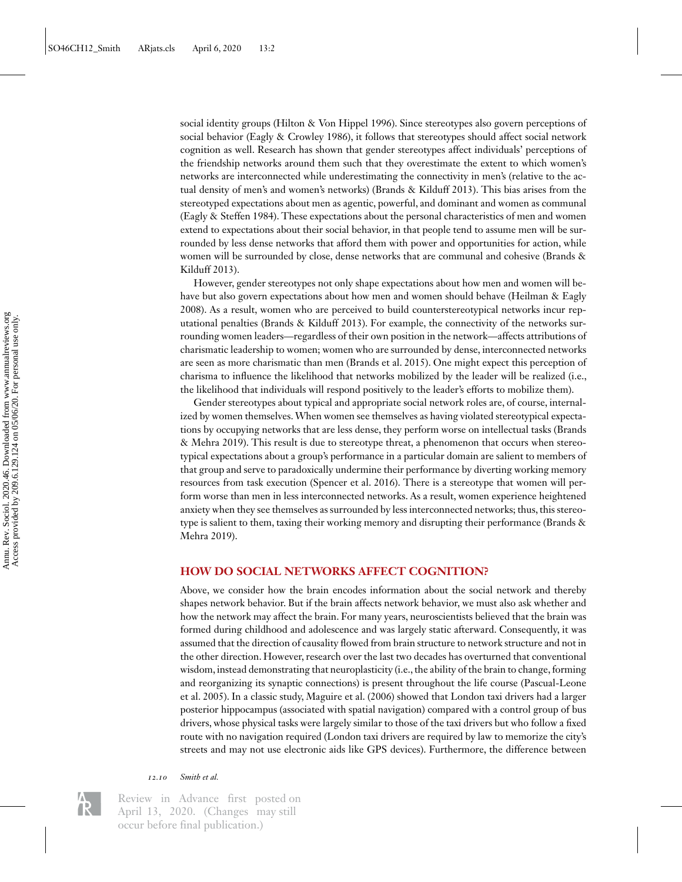social identity groups (Hilton & Von Hippel 1996). Since stereotypes also govern perceptions of social behavior (Eagly & Crowley 1986), it follows that stereotypes should affect social network cognition as well. Research has shown that gender stereotypes affect individuals' perceptions of the friendship networks around them such that they overestimate the extent to which women's networks are interconnected while underestimating the connectivity in men's (relative to the actual density of men's and women's networks) (Brands & Kilduff 2013). This bias arises from the stereotyped expectations about men as agentic, powerful, and dominant and women as communal (Eagly & Steffen 1984). These expectations about the personal characteristics of men and women extend to expectations about their social behavior, in that people tend to assume men will be surrounded by less dense networks that afford them with power and opportunities for action, while women will be surrounded by close, dense networks that are communal and cohesive (Brands & Kilduff 2013).

However, gender stereotypes not only shape expectations about how men and women will behave but also govern expectations about how men and women should behave (Heilman & Eagly 2008). As a result, women who are perceived to build counterstereotypical networks incur reputational penalties (Brands & Kilduff 2013). For example, the connectivity of the networks surrounding women leaders—regardless of their own position in the network—affects attributions of charismatic leadership to women; women who are surrounded by dense, interconnected networks are seen as more charismatic than men (Brands et al. 2015). One might expect this perception of charisma to influence the likelihood that networks mobilized by the leader will be realized (i.e., the likelihood that individuals will respond positively to the leader's efforts to mobilize them).

Gender stereotypes about typical and appropriate social network roles are, of course, internalized by women themselves. When women see themselves as having violated stereotypical expectations by occupying networks that are less dense, they perform worse on intellectual tasks (Brands & Mehra 2019). This result is due to stereotype threat, a phenomenon that occurs when stereotypical expectations about a group's performance in a particular domain are salient to members of that group and serve to paradoxically undermine their performance by diverting working memory resources from task execution (Spencer et al. 2016). There is a stereotype that women will perform worse than men in less interconnected networks. As a result, women experience heightened anxiety when they see themselves as surrounded by less interconnected networks; thus, this stereotype is salient to them, taxing their working memory and disrupting their performance (Brands & Mehra 2019).

## HOW DO SOCIAL NETWORKS AFFECT COGNITION?

Above, we consider how the brain encodes information about the social network and thereby shapes network behavior. But if the brain affects network behavior, we must also ask whether and how the network may affect the brain. For many years, neuroscientists believed that the brain was formed during childhood and adolescence and was largely static afterward. Consequently, it was assumed that the direction of causality flowed from brain structure to network structure and not in the other direction. However, research over the last two decades has overturned that conventional wisdom, instead demonstrating that neuroplasticity (i.e., the ability of the brain to change, forming and reorganizing its synaptic connections) is present throughout the life course (Pascual-Leone et al. 2005). In a classic study, Maguire et al. (2006) showed that London taxi drivers had a larger posterior hippocampus (associated with spatial navigation) compared with a control group of bus drivers, whose physical tasks were largely similar to those of the taxi drivers but who follow a fixed route with no navigation required (London taxi drivers are required by law to memorize the city's streets and may not use electronic aids like GPS devices). Furthermore, the difference between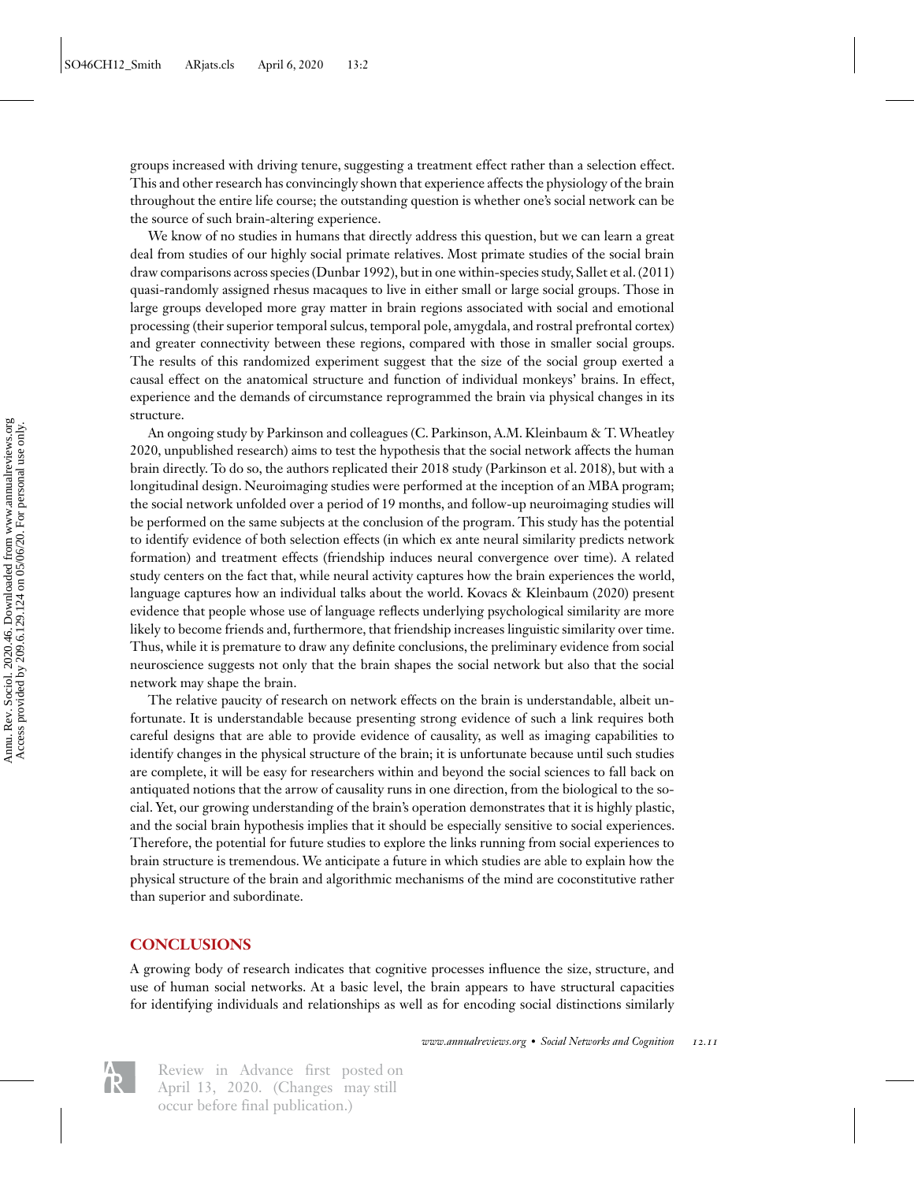groups increased with driving tenure, suggesting a treatment effect rather than a selection effect. This and other research has convincingly shown that experience affects the physiology of the brain throughout the entire life course; the outstanding question is whether one's social network can be the source of such brain-altering experience.

We know of no studies in humans that directly address this question, but we can learn a great deal from studies of our highly social primate relatives. Most primate studies of the social brain draw comparisons across species (Dunbar 1992), but in one within-species study, Sallet et al. (2011) quasi-randomly assigned rhesus macaques to live in either small or large social groups. Those in large groups developed more gray matter in brain regions associated with social and emotional processing (their superior temporal sulcus, temporal pole, amygdala, and rostral prefrontal cortex) and greater connectivity between these regions, compared with those in smaller social groups. The results of this randomized experiment suggest that the size of the social group exerted a causal effect on the anatomical structure and function of individual monkeys' brains. In effect, experience and the demands of circumstance reprogrammed the brain via physical changes in its structure.

An ongoing study by Parkinson and colleagues (C. Parkinson, A.M. Kleinbaum & T. Wheatley 2020, unpublished research) aims to test the hypothesis that the social network affects the human brain directly. To do so, the authors replicated their 2018 study (Parkinson et al. 2018), but with a longitudinal design. Neuroimaging studies were performed at the inception of an MBA program; the social network unfolded over a period of 19 months, and follow-up neuroimaging studies will be performed on the same subjects at the conclusion of the program. This study has the potential to identify evidence of both selection effects (in which ex ante neural similarity predicts network formation) and treatment effects (friendship induces neural convergence over time). A related study centers on the fact that, while neural activity captures how the brain experiences the world, language captures how an individual talks about the world. Kovacs & Kleinbaum (2020) present evidence that people whose use of language reflects underlying psychological similarity are more likely to become friends and, furthermore, that friendship increases linguistic similarity over time. Thus, while it is premature to draw any definite conclusions, the preliminary evidence from social neuroscience suggests not only that the brain shapes the social network but also that the social network may shape the brain.

The relative paucity of research on network effects on the brain is understandable, albeit unfortunate. It is understandable because presenting strong evidence of such a link requires both careful designs that are able to provide evidence of causality, as well as imaging capabilities to identify changes in the physical structure of the brain; it is unfortunate because until such studies are complete, it will be easy for researchers within and beyond the social sciences to fall back on antiquated notions that the arrow of causality runs in one direction, from the biological to the social. Yet, our growing understanding of the brain's operation demonstrates that it is highly plastic, and the social brain hypothesis implies that it should be especially sensitive to social experiences. Therefore, the potential for future studies to explore the links running from social experiences to brain structure is tremendous. We anticipate a future in which studies are able to explain how the physical structure of the brain and algorithmic mechanisms of the mind are coconstitutive rather than superior and subordinate.

## CONCLUSIONS

A growing body of research indicates that cognitive processes influence the size, structure, and use of human social networks. At a basic level, the brain appears to have structural capacities for identifying individuals and relationships as well as for encoding social distinctions similarly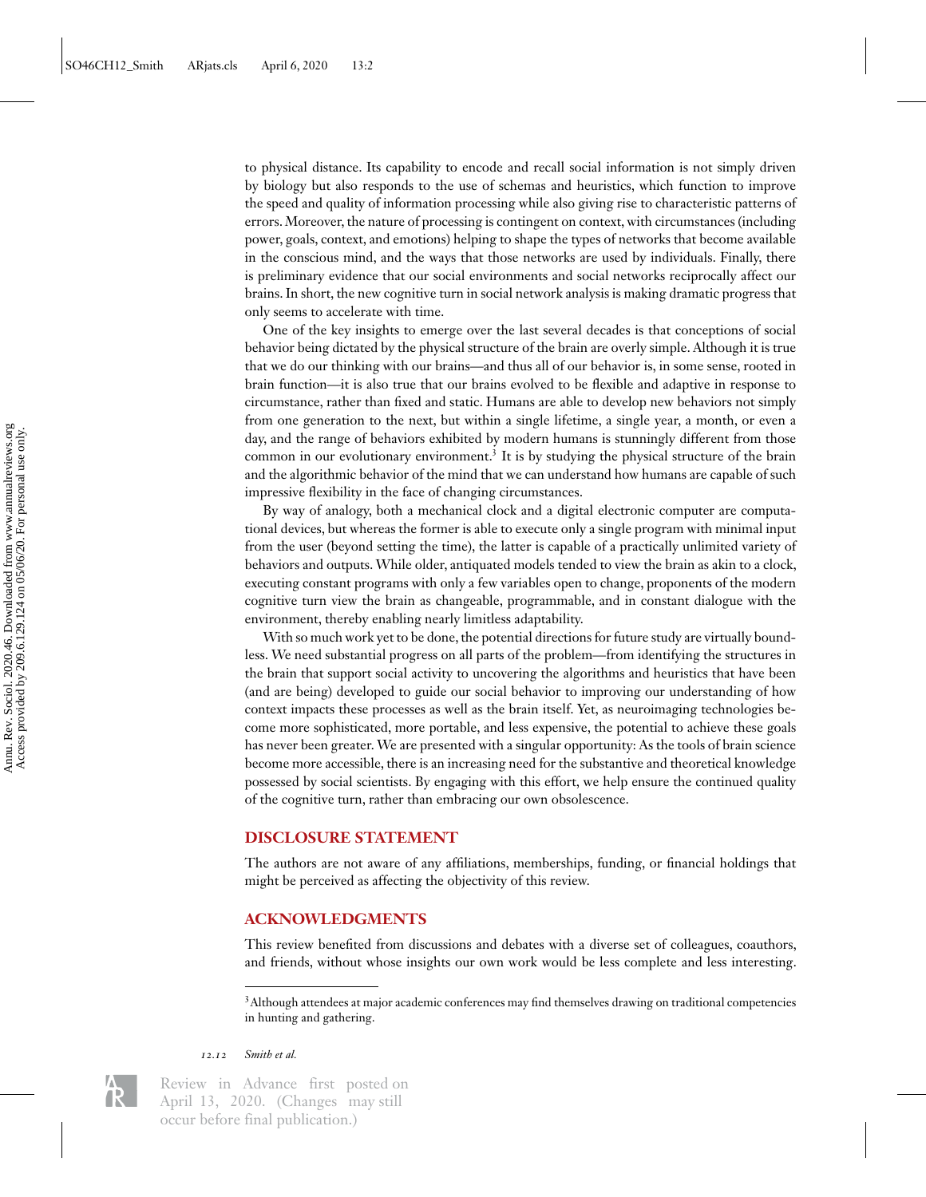to physical distance. Its capability to encode and recall social information is not simply driven by biology but also responds to the use of schemas and heuristics, which function to improve the speed and quality of information processing while also giving rise to characteristic patterns of errors. Moreover, the nature of processing is contingent on context, with circumstances (including power, goals, context, and emotions) helping to shape the types of networks that become available in the conscious mind, and the ways that those networks are used by individuals. Finally, there is preliminary evidence that our social environments and social networks reciprocally affect our brains. In short, the new cognitive turn in social network analysis is making dramatic progress that only seems to accelerate with time.

One of the key insights to emerge over the last several decades is that conceptions of social behavior being dictated by the physical structure of the brain are overly simple. Although it is true that we do our thinking with our brains—and thus all of our behavior is, in some sense, rooted in brain function—it is also true that our brains evolved to be flexible and adaptive in response to circumstance, rather than fixed and static. Humans are able to develop new behaviors not simply from one generation to the next, but within a single lifetime, a single year, a month, or even a day, and the range of behaviors exhibited by modern humans is stunningly different from those common in our evolutionary environment.[3] It is by studying the physical structure of the brain and the algorithmic behavior of the mind that we can understand how humans are capable of such impressive flexibility in the face of changing circumstances.

By way of analogy, both a mechanical clock and a digital electronic computer are computational devices, but whereas the former is able to execute only a single program with minimal input from the user (beyond setting the time), the latter is capable of a practically unlimited variety of behaviors and outputs. While older, antiquated models tended to view the brain as akin to a clock, executing constant programs with only a few variables open to change, proponents of the modern cognitive turn view the brain as changeable, programmable, and in constant dialogue with the environment, thereby enabling nearly limitless adaptability.

With so much work yet to be done, the potential directions for future study are virtually boundless. We need substantial progress on all parts of the problem—from identifying the structures in the brain that support social activity to uncovering the algorithms and heuristics that have been (and are being) developed to guide our social behavior to improving our understanding of how context impacts these processes as well as the brain itself. Yet, as neuroimaging technologies become more sophisticated, more portable, and less expensive, the potential to achieve these goals has never been greater. We are presented with a singular opportunity: As the tools of brain science become more accessible, there is an increasing need for the substantive and theoretical knowledge possessed by social scientists. By engaging with this effort, we help ensure the continued quality of the cognitive turn, rather than embracing our own obsolescence.

## DISCLOSURE STATEMENT

The authors are not aware of any affiliations, memberships, funding, or financial holdings that might be perceived as affecting the objectivity of this review.

## ACKNOWLEDGMENTS

This review benefited from discussions and debates with a diverse set of colleagues, coauthors, and friends, without whose insights our own work would be less complete and less interesting.

[3] Although attendees at major academic conferences may find themselves drawing on traditional competencies in hunting and gathering.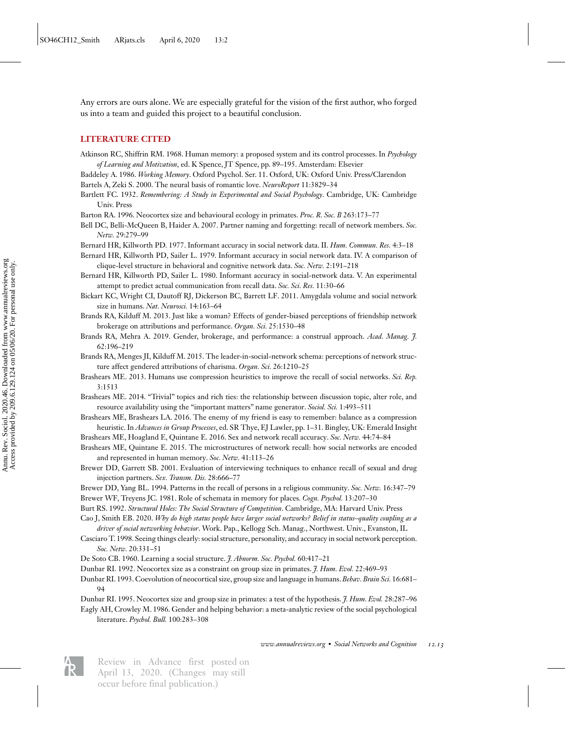Any errors are ours alone. We are especially grateful for the vision of the first author, who forged us into a team and guided this project to a beautiful conclusion.

## LITERATURE CITED

Atkinson RC, Shiffrin RM. 1968. Human memory: a proposed system and its control processes. In *Psychology of Learning and Motivation*, ed. K Spence, JT Spence, pp. 89–195. Amsterdam: Elsevier

Baddeley A. 1986. *Working Memory*. Oxford Psychol. Ser. 11. Oxford, UK: Oxford Univ. Press/Clarendon

Bartels A, Zeki S. 2000. The neural basis of romantic love. *NeuroReport* 11:3829–34

Bartlett FC. 1932. *Remembering: A Study in Experimental and Social Psychology*. Cambridge, UK: Cambridge Univ. Press

Barton RA. 1996. Neocortex size and behavioural ecology in primates. *Proc. R. Soc. B* 263:173–77

Bell DC, Belli-McQueen B, Haider A. 2007. Partner naming and forgetting: recall of network members. *Soc. Netw.* 29:279–99

Bernard HR, Killworth PD. 1977. Informant accuracy in social network data. II. *Hum. Commun. Res.* 4:3–18

Bernard HR, Killworth PD, Sailer L. 1979. Informant accuracy in social network data. IV. A comparison of clique-level structure in behavioral and cognitive network data. *Soc. Netw.* 2:191–218

Bernard HR, Killworth PD, Sailer L. 1980. Informant accuracy in social-network data. V. An experimental attempt to predict actual communication from recall data. *Soc. Sci. Res.* 11:30–66

Bickart KC, Wright CI, Dautoff RJ, Dickerson BC, Barrett LF. 2011. Amygdala volume and social network size in humans. *Nat. Neurosci.* 14:163–64

Brands RA, Kilduff M. 2013. Just like a woman? Effects of gender-biased perceptions of friendship network brokerage on attributions and performance. *Organ. Sci.* 25:1530–48

Brands RA, Mehra A. 2019. Gender, brokerage, and performance: a construal approach. *Acad. Manag. J.* 62:196–219

Brands RA, Menges JI, Kilduff M. 2015. The leader-in-social-network schema: perceptions of network structure affect gendered attributions of charisma. *Organ. Sci.* 26:1210–25

Brashears ME. 2013. Humans use compression heuristics to improve the recall of social networks. *Sci. Rep.* 3:1513

Brashears ME. 2014. "Trivial" topics and rich ties: the relationship between discussion topic, alter role, and resource availability using the "important matters" name generator. *Sociol. Sci.* 1:493–511

Brashears ME, Brashears LA. 2016. The enemy of my friend is easy to remember: balance as a compression heuristic. In *Advances in Group Processes*, ed. SR Thye, EJ Lawler, pp. 1–31. Bingley, UK: Emerald Insight

Brashears ME, Hoagland E, Quintane E. 2016. Sex and network recall accuracy. *Soc. Netw.* 44:74–84

Brashears ME, Quintane E. 2015. The microstructures of network recall: how social networks are encoded and represented in human memory. *Soc. Netw.* 41:113–26

Brewer DD, Garrett SB. 2001. Evaluation of interviewing techniques to enhance recall of sexual and drug injection partners. *Sex. Transm. Dis.* 28:666–77

Brewer DD, Yang BL. 1994. Patterns in the recall of persons in a religious community. *Soc. Netw.* 16:347–79

Brewer WF, Treyens JC. 1981. Role of schemata in memory for places. *Cogn. Psychol.* 13:207–30

Burt RS. 1992. *Structural Holes: The Social Structure of Competition*. Cambridge, MA: Harvard Univ. Press

Cao J, Smith EB. 2020. *Why do high status people have larger social networks? Belief in status–quality coupling as a driver of social networking behavior*. Work. Pap., Kellogg Sch. Manag., Northwest. Univ., Evanston, IL

Casciaro T. 1998. Seeing things clearly: social structure, personality, and accuracy in social network perception. *Soc. Netw.* 20:331–51

De Soto CB. 1960. Learning a social structure. *J. Abnorm. Soc. Psychol.* 60:417–21

Dunbar RI. 1992. Neocortex size as a constraint on group size in primates. *J. Hum. Evol.* 22:469–93

Dunbar RI. 1993. Coevolution of neocortical size, group size and language in humans. *Behav. Brain Sci.* 16:681–94

Dunbar RI. 1995. Neocortex size and group size in primates: a test of the hypothesis. *J. Hum. Evol.* 28:287–96

Eagly AH, Crowley M. 1986. Gender and helping behavior: a meta-analytic review of the social psychological literature. *Psychol. Bull.* 100:283–308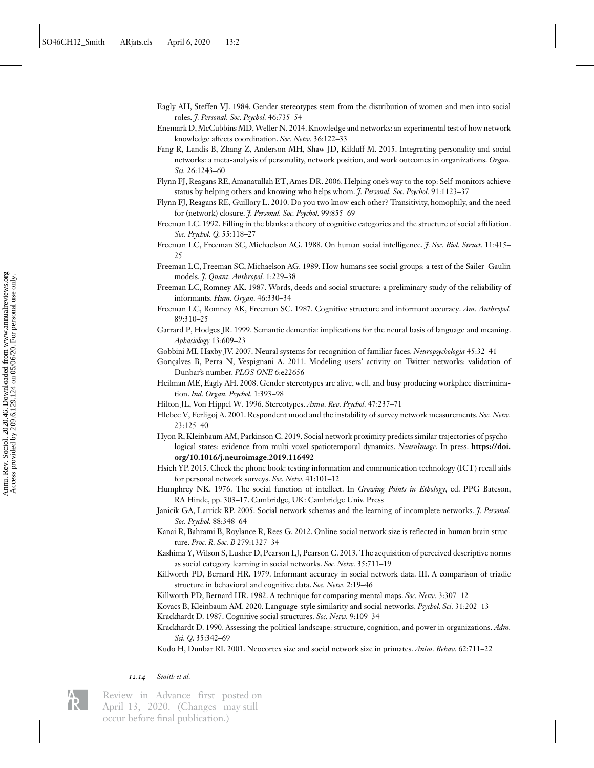Eagly AH, Steffen VJ. 1984. Gender stereotypes stem from the distribution of women and men into social roles. *J. Personal. Soc. Psychol.* 46:735–54

Enemark D, McCubbins MD, Weller N. 2014. Knowledge and networks: an experimental test of how network knowledge affects coordination. *Soc. Netw.* 36:122–33

Fang R, Landis B, Zhang Z, Anderson MH, Shaw JD, Kilduff M. 2015. Integrating personality and social networks: a meta-analysis of personality, network position, and work outcomes in organizations. *Organ. Sci.* 26:1243–60

Flynn FJ, Reagans RE, Amanatullah ET, Ames DR. 2006. Helping one's way to the top: Self-monitors achieve status by helping others and knowing who helps whom. *J. Personal. Soc. Psychol.* 91:1123–37

Flynn FJ, Reagans RE, Guillory L. 2010. Do you two know each other? Transitivity, homophily, and the need for (network) closure. *J. Personal. Soc. Psychol.* 99:855–69

Freeman LC. 1992. Filling in the blanks: a theory of cognitive categories and the structure of social affiliation. *Soc. Psychol. Q.* 55:118–27

Freeman LC, Freeman SC, Michaelson AG. 1988. On human social intelligence. *J. Soc. Biol. Struct.* 11:415–25

Freeman LC, Freeman SC, Michaelson AG. 1989. How humans see social groups: a test of the Sailer–Gaulin models. *J. Quant. Anthropol.* 1:229–38

Freeman LC, Romney AK. 1987. Words, deeds and social structure: a preliminary study of the reliability of informants. *Hum. Organ.* 46:330–34

Freeman LC, Romney AK, Freeman SC. 1987. Cognitive structure and informant accuracy. *Am. Anthropol.* 89:310–25

Garrard P, Hodges JR. 1999. Semantic dementia: implications for the neural basis of language and meaning. *Aphasiology* 13:609–23

Gobbini MI, Haxby JV. 2007. Neural systems for recognition of familiar faces. *Neuropsychologia* 45:32–41

Gonçalves B, Perra N, Vespignani A. 2011. Modeling users' activity on Twitter networks: validation of Dunbar's number. *PLOS ONE* 6:e22656

Heilman ME, Eagly AH. 2008. Gender stereotypes are alive, well, and busy producing workplace discrimination. *Ind. Organ. Psychol.* 1:393–98

Hilton JL, Von Hippel W. 1996. Stereotypes. *Annu. Rev. Psychol.* 47:237–71

Hlebec V, Ferligoj A. 2001. Respondent mood and the instability of survey network measurements. *Soc. Netw.* 23:125–40

Hyon R, Kleinbaum AM, Parkinson C. 2019. Social network proximity predicts similar trajectories of psychological states: evidence from multi-voxel spatiotemporal dynamics. *NeuroImage*. In press. **https://doi.org/10.1016/j.neuroimage.2019.116492**

Hsieh YP. 2015. Check the phone book: testing information and communication technology (ICT) recall aids for personal network surveys. *Soc. Netw.* 41:101–12

Humphrey NK. 1976. The social function of intellect. In *Growing Points in Ethology*, ed. PPG Bateson, RA Hinde, pp. 303–17. Cambridge, UK: Cambridge Univ. Press

Janicik GA, Larrick RP. 2005. Social network schemas and the learning of incomplete networks. *J. Personal. Soc. Psychol.* 88:348–64

Kanai R, Bahrami B, Roylance R, Rees G. 2012. Online social network size is reflected in human brain structure. *Proc. R. Soc. B* 279:1327–34

Kashima Y, Wilson S, Lusher D, Pearson LJ, Pearson C. 2013. The acquisition of perceived descriptive norms as social category learning in social networks. *Soc. Netw.* 35:711–19

Killworth PD, Bernard HR. 1979. Informant accuracy in social network data. III. A comparison of triadic structure in behavioral and cognitive data. *Soc. Netw.* 2:19–46

Killworth PD, Bernard HR. 1982. A technique for comparing mental maps. *Soc. Netw.* 3:307–12

Kovacs B, Kleinbaum AM. 2020. Language-style similarity and social networks. *Psychol. Sci.* 31:202–13

Krackhardt D. 1987. Cognitive social structures. *Soc. Netw.* 9:109–34

Krackhardt D. 1990. Assessing the political landscape: structure, cognition, and power in organizations. *Adm. Sci. Q.* 35:342–69

Kudo H, Dunbar RI. 2001. Neocortex size and social network size in primates. *Anim. Behav.* 62:711–22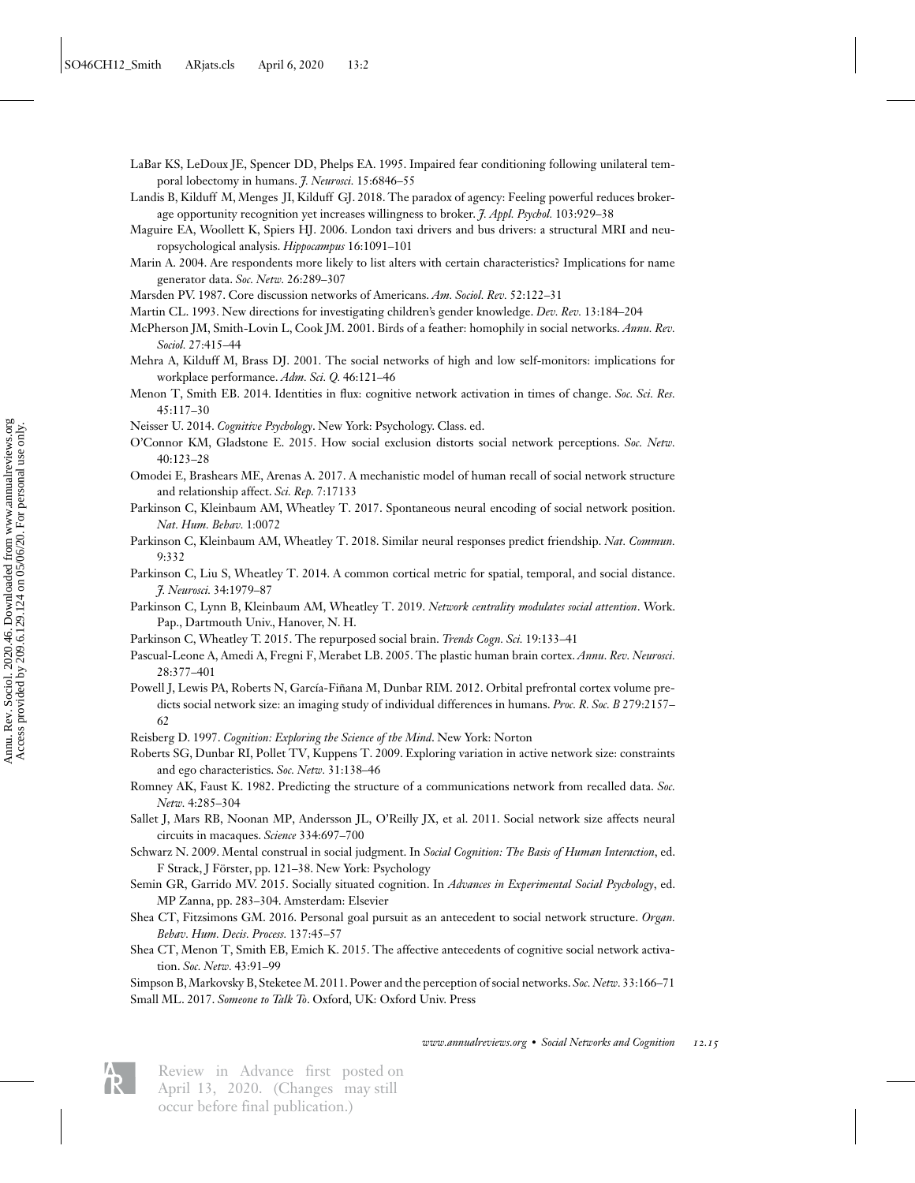LaBar KS, LeDoux JE, Spencer DD, Phelps EA. 1995. Impaired fear conditioning following unilateral temporal lobectomy in humans. *J. Neurosci.* 15:6846–55

Landis B, Kilduff M, Menges JI, Kilduff GJ. 2018. The paradox of agency: Feeling powerful reduces brokerage opportunity recognition yet increases willingness to broker. *J. Appl. Psychol.* 103:929–38

Maguire EA, Woollett K, Spiers HJ. 2006. London taxi drivers and bus drivers: a structural MRI and neuropsychological analysis. *Hippocampus* 16:1091–101

Marin A. 2004. Are respondents more likely to list alters with certain characteristics? Implications for name generator data. *Soc. Netw.* 26:289–307

Marsden PV. 1987. Core discussion networks of Americans. *Am. Sociol. Rev.* 52:122–31

Martin CL. 1993. New directions for investigating children's gender knowledge. *Dev. Rev.* 13:184–204

McPherson JM, Smith-Lovin L, Cook JM. 2001. Birds of a feather: homophily in social networks. *Annu. Rev. Sociol.* 27:415–44

Mehra A, Kilduff M, Brass DJ. 2001. The social networks of high and low self-monitors: implications for workplace performance. *Adm. Sci. Q.* 46:121–46

Menon T, Smith EB. 2014. Identities in flux: cognitive network activation in times of change. *Soc. Sci. Res.* 45:117–30

Neisser U. 2014. *Cognitive Psychology*. New York: Psychology. Class. ed.

O'Connor KM, Gladstone E. 2015. How social exclusion distorts social network perceptions. *Soc. Netw.* 40:123–28

Omodei E, Brashears ME, Arenas A. 2017. A mechanistic model of human recall of social network structure and relationship affect. *Sci. Rep.* 7:17133

Parkinson C, Kleinbaum AM, Wheatley T. 2017. Spontaneous neural encoding of social network position. *Nat. Hum. Behav.* 1:0072

Parkinson C, Kleinbaum AM, Wheatley T. 2018. Similar neural responses predict friendship. *Nat. Commun.* 9:332

Parkinson C, Liu S, Wheatley T. 2014. A common cortical metric for spatial, temporal, and social distance. *J. Neurosci.* 34:1979–87

Parkinson C, Lynn B, Kleinbaum AM, Wheatley T. 2019. *Network centrality modulates social attention*. Work. Pap., Dartmouth Univ., Hanover, N. H.

Parkinson C, Wheatley T. 2015. The repurposed social brain. *Trends Cogn. Sci.* 19:133–41

Pascual-Leone A, Amedi A, Fregni F, Merabet LB. 2005. The plastic human brain cortex. *Annu. Rev. Neurosci.* 28:377–401

Powell J, Lewis PA, Roberts N, García-Fiñana M, Dunbar RIM. 2012. Orbital prefrontal cortex volume predicts social network size: an imaging study of individual differences in humans. *Proc. R. Soc. B* 279:2157–62

Reisberg D. 1997. *Cognition: Exploring the Science of the Mind*. New York: Norton

Roberts SG, Dunbar RI, Pollet TV, Kuppens T. 2009. Exploring variation in active network size: constraints and ego characteristics. *Soc. Netw.* 31:138–46

Romney AK, Faust K. 1982. Predicting the structure of a communications network from recalled data. *Soc. Netw.* 4:285–304

Sallet J, Mars RB, Noonan MP, Andersson JL, O'Reilly JX, et al. 2011. Social network size affects neural circuits in macaques. *Science* 334:697–700

Schwarz N. 2009. Mental construal in social judgment. In *Social Cognition: The Basis of Human Interaction*, ed. F Strack, J Förster, pp. 121–38. New York: Psychology

Semin GR, Garrido MV. 2015. Socially situated cognition. In *Advances in Experimental Social Psychology*, ed. MP Zanna, pp. 283–304. Amsterdam: Elsevier

Shea CT, Fitzsimons GM. 2016. Personal goal pursuit as an antecedent to social network structure. *Organ. Behav. Hum. Decis. Process.* 137:45–57

Shea CT, Menon T, Smith EB, Emich K. 2015. The affective antecedents of cognitive social network activation. *Soc. Netw.* 43:91–99

Simpson B, Markovsky B, Steketee M. 2011. Power and the perception of social networks. *Soc. Netw.* 33:166–71

Small ML. 2017. *Someone to Talk To*. Oxford, UK: Oxford Univ. Press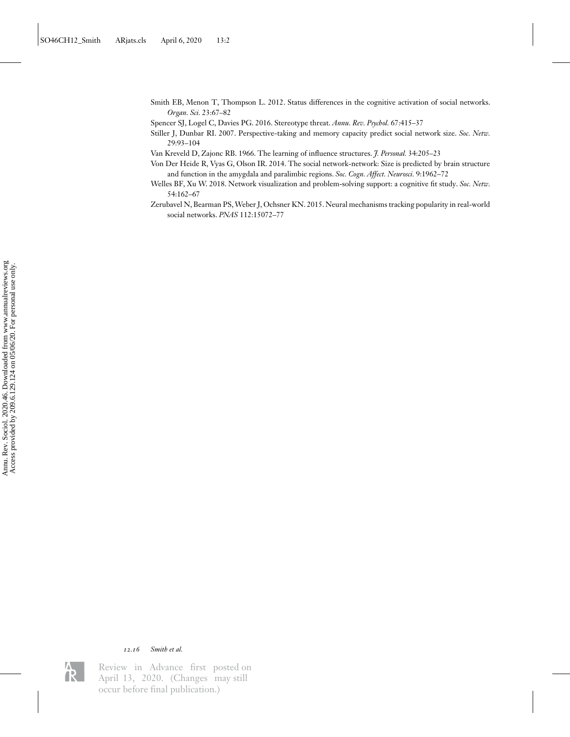Smith EB, Menon T, Thompson L. 2012. Status differences in the cognitive activation of social networks. *Organ. Sci.* 23:67–82

Spencer SJ, Logel C, Davies PG. 2016. Stereotype threat. *Annu. Rev. Psychol.* 67:415–37

Stiller J, Dunbar RI. 2007. Perspective-taking and memory capacity predict social network size. *Soc. Netw.* 29:93–104

Van Kreveld D, Zajonc RB. 1966. The learning of influence structures. *J. Personal.* 34:205–23

Von Der Heide R, Vyas G, Olson IR. 2014. The social network-network: Size is predicted by brain structure and function in the amygdala and paralimbic regions. *Soc. Cogn. Affect. Neurosci.* 9:1962–72

Welles BF, Xu W. 2018. Network visualization and problem-solving support: a cognitive fit study. *Soc. Netw.* 54:162–67

Zerubavel N, Bearman PS, Weber J, Ochsner KN. 2015. Neural mechanisms tracking popularity in real-world social networks. *PNAS* 112:15072–77